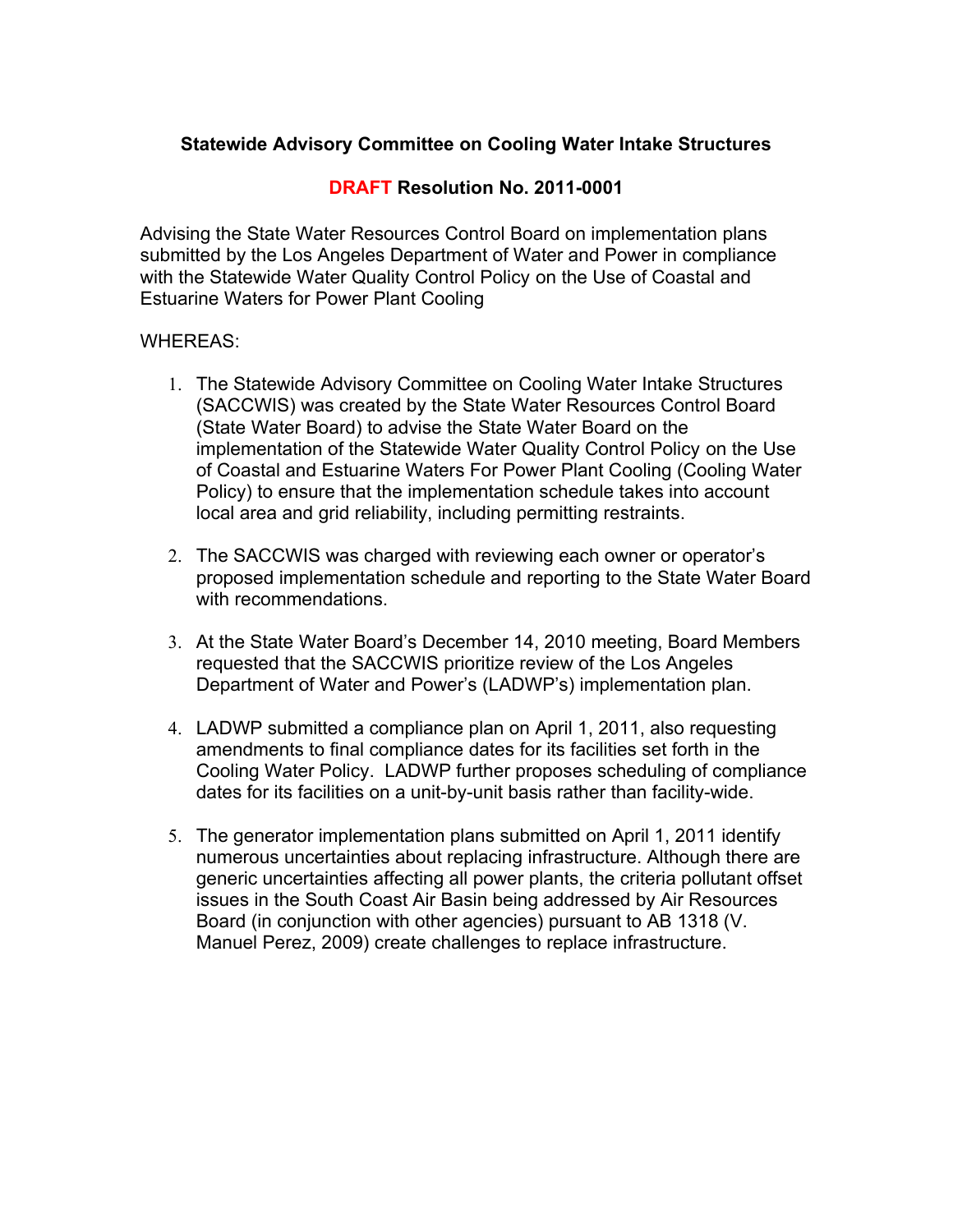**Statewide Advisory Committee on Cooling Water Intake Structures**

**DRAFT Resolution No. 2011-0001**

Advising the State Water Resources Control Board on implementation plans submitted by the Los Angeles Department of Water and Power in compliance with the Statewide Water Quality Control Policy on the Use of Coastal and Estuarine Waters for Power Plant Cooling

WHEREAS:

1. The Statewide Advisory Committee on Cooling Water Intake Structures (SACCWIS) was created by the State Water Resources Control Board (State Water Board) to advise the State Water Board on the implementation of the Statewide Water Quality Control Policy on the Use of Coastal and Estuarine Waters For Power Plant Cooling (Cooling Water Policy) to ensure that the implementation schedule takes into account local area and grid reliability, including permitting restraints.

2. The SACCWIS was charged with reviewing each owner or operator's proposed implementation schedule and reporting to the State Water Board with recommendations.

3. At the State Water Board's December 14, 2010 meeting, Board Members requested that the SACCWIS prioritize review of the Los Angeles Department of Water and Power's (LADWP's) implementation plan.

4. LADWP submitted a compliance plan on April 1, 2011, also requesting amendments to final compliance dates for its facilities set forth in the Cooling Water Policy. LADWP further proposes scheduling of compliance dates for its facilities on a unit-by-unit basis rather than facility-wide.

5. The generator implementation plans submitted on April 1, 2011 identify numerous uncertainties about replacing infrastructure. Although there are generic uncertainties affecting all power plants, the criteria pollutant offset issues in the South Coast Air Basin being addressed by Air Resources Board (in conjunction with other agencies) pursuant to AB 1318 (V. Manuel Perez, 2009) create challenges to replace infrastructure.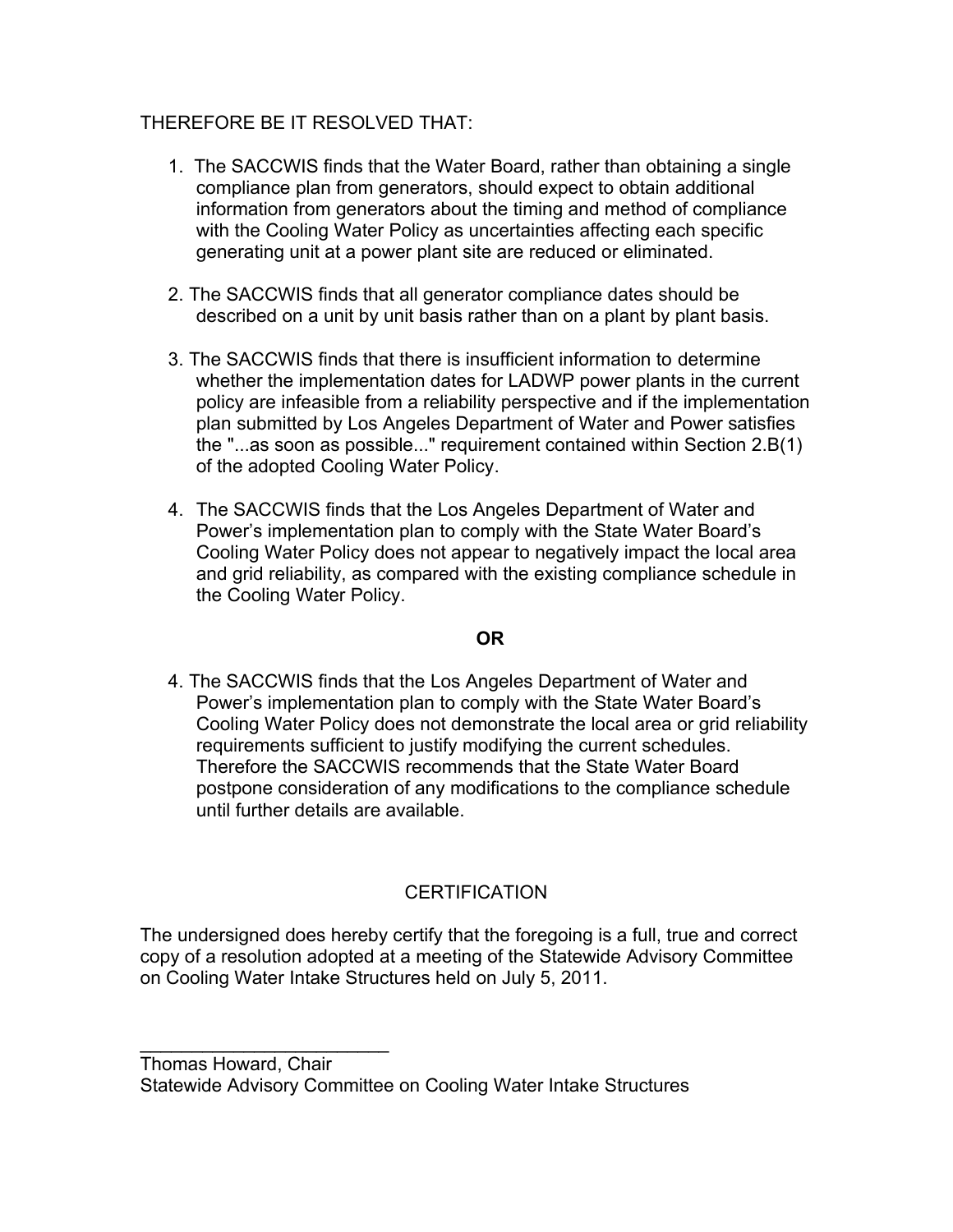THEREFORE BE IT RESOLVED THAT:

1. The SACCWIS finds that the Water Board, rather than obtaining a single compliance plan from generators, should expect to obtain additional information from generators about the timing and method of compliance with the Cooling Water Policy as uncertainties affecting each specific generating unit at a power plant site are reduced or eliminated.

2. The SACCWIS finds that all generator compliance dates should be described on a unit by unit basis rather than on a plant by plant basis.

3. The SACCWIS finds that there is insufficient information to determine whether the implementation dates for LADWP power plants in the current policy are infeasible from a reliability perspective and if the implementation plan submitted by Los Angeles Department of Water and Power satisfies the "...as soon as possible..." requirement contained within Section 2.B(1) of the adopted Cooling Water Policy.

4. The SACCWIS finds that the Los Angeles Department of Water and Power's implementation plan to comply with the State Water Board's Cooling Water Policy does not appear to negatively impact the local area and grid reliability, as compared with the existing compliance schedule in the Cooling Water Policy.

**OR**

4. The SACCWIS finds that the Los Angeles Department of Water and Power's implementation plan to comply with the State Water Board's Cooling Water Policy does not demonstrate the local area or grid reliability requirements sufficient to justify modifying the current schedules. Therefore the SACCWIS recommends that the State Water Board postpone consideration of any modifications to the compliance schedule until further details are available.

CERTIFICATION

The undersigned does hereby certify that the foregoing is a full, true and correct copy of a resolution adopted at a meeting of the Statewide Advisory Committee on Cooling Water Intake Structures held on July 5, 2011.

\_\_\_\_\_\_\_\_\_\_\_\_\_\_\_\_\_\_\_\_\_\_\_\_\_\_

Thomas Howard, Chair
Statewide Advisory Committee on Cooling Water Intake Structures